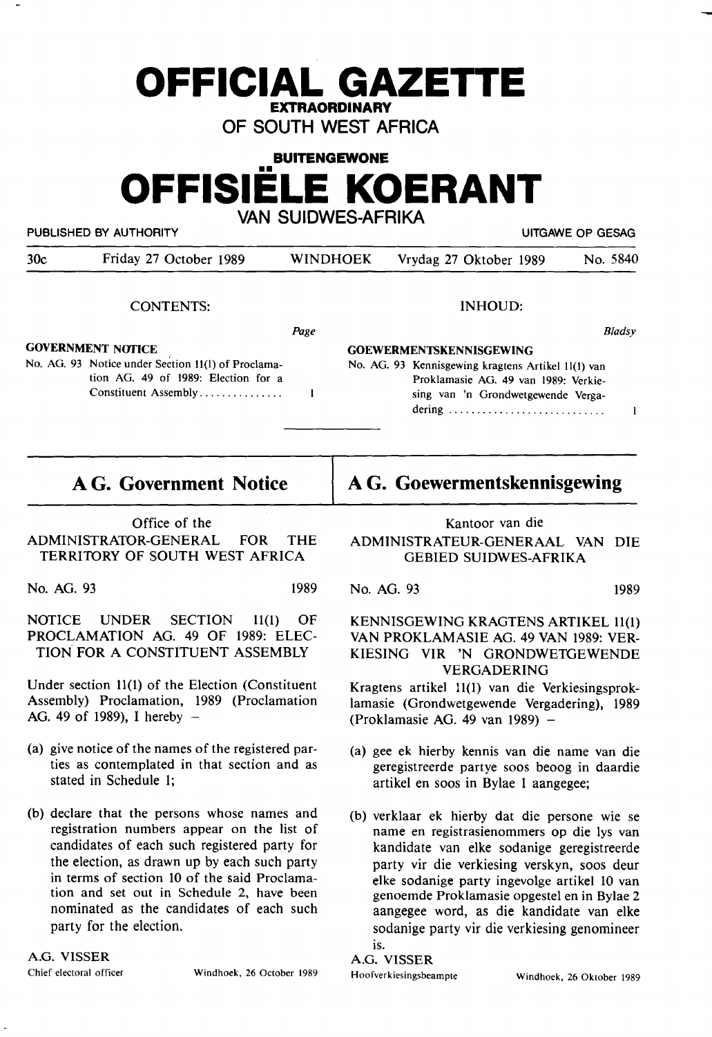# OFFICIAL GAZETTE

**EXTRAORDINARY**

**OF SOUTH WEST AFRICA**

**BUITENGEWONE**

# OFFISIËLE KOERANT

**VAN SUIDWES-AFRIKA**

PUBLISHED BY AUTHORITY — UITGAWE OP GESAG

30c — Friday 27 October 1989 — WINDHOEK — Vrydag 27 Oktober 1989 — No. 5840

## CONTENTS:

*Page*

**GOVERNMENT NOTICE**

No. AG. 93 Notice under Section 11(1) of Proclamation AG. 49 of 1989: Election for a Constituent Assembly ............... 1

## INHOUD:

*Bladsy*

**GOEWERMENTSKENNISGEWING**

No. AG. 93 Kennisgewing kragtens Artikel 11(1) van Proklamasie AG. 49 van 1989: Verkiesing van 'n Grondwetgewende Vergadering ............................ 1

---

## A G. Government Notice

Office of the
ADMINISTRATOR-GENERAL FOR THE TERRITORY OF SOUTH WEST AFRICA

No. AG. 93 1989

NOTICE UNDER SECTION 11(1) OF PROCLAMATION AG. 49 OF 1989: ELECTION FOR A CONSTITUENT ASSEMBLY

Under section 11(1) of the Election (Constituent Assembly) Proclamation, 1989 (Proclamation AG. 49 of 1989), I hereby –

(a) give notice of the names of the registered parties as contemplated in that section and as stated in Schedule 1;

(b) declare that the persons whose names and registration numbers appear on the list of candidates of each such registered party for the election, as drawn up by each such party in terms of section 10 of the said Proclamation and set out in Schedule 2, have been nominated as the candidates of each such party for the election.

A.G. VISSER
Chief electoral officer — Windhoek, 26 October 1989

## A G. Goewermentskennisgewing

Kantoor van die
ADMINISTRATEUR-GENERAAL VAN DIE GEBIED SUIDWES-AFRIKA

No. AG. 93 1989

KENNISGEWING KRAGTENS ARTIKEL 11(1) VAN PROKLAMASIE AG. 49 VAN 1989: VERKIESING VIR 'N GRONDWETGEWENDE VERGADERING

Kragtens artikel 11(1) van die Verkiesingsproklamasie (Grondwetgewende Vergadering), 1989 (Proklamasie AG. 49 van 1989) –

(a) gee ek hierby kennis van die name van die geregistreerde partye soos beoog in daardie artikel en soos in Bylae 1 aangegee;

(b) verklaar ek hierby dat die persone wie se name en registrasienommers op die lys van kandidate van elke sodanige geregistreerde party vir die verkiesing verskyn, soos deur elke sodanige party ingevolge artikel 10 van genoemde Proklamasie opgestel en in Bylae 2 aangegee word, as die kandidate van elke sodanige party vir die verkiesing genomineer is.

A.G. VISSER
Hoofverkiesingsbeampte — Windhoek, 26 Oktober 1989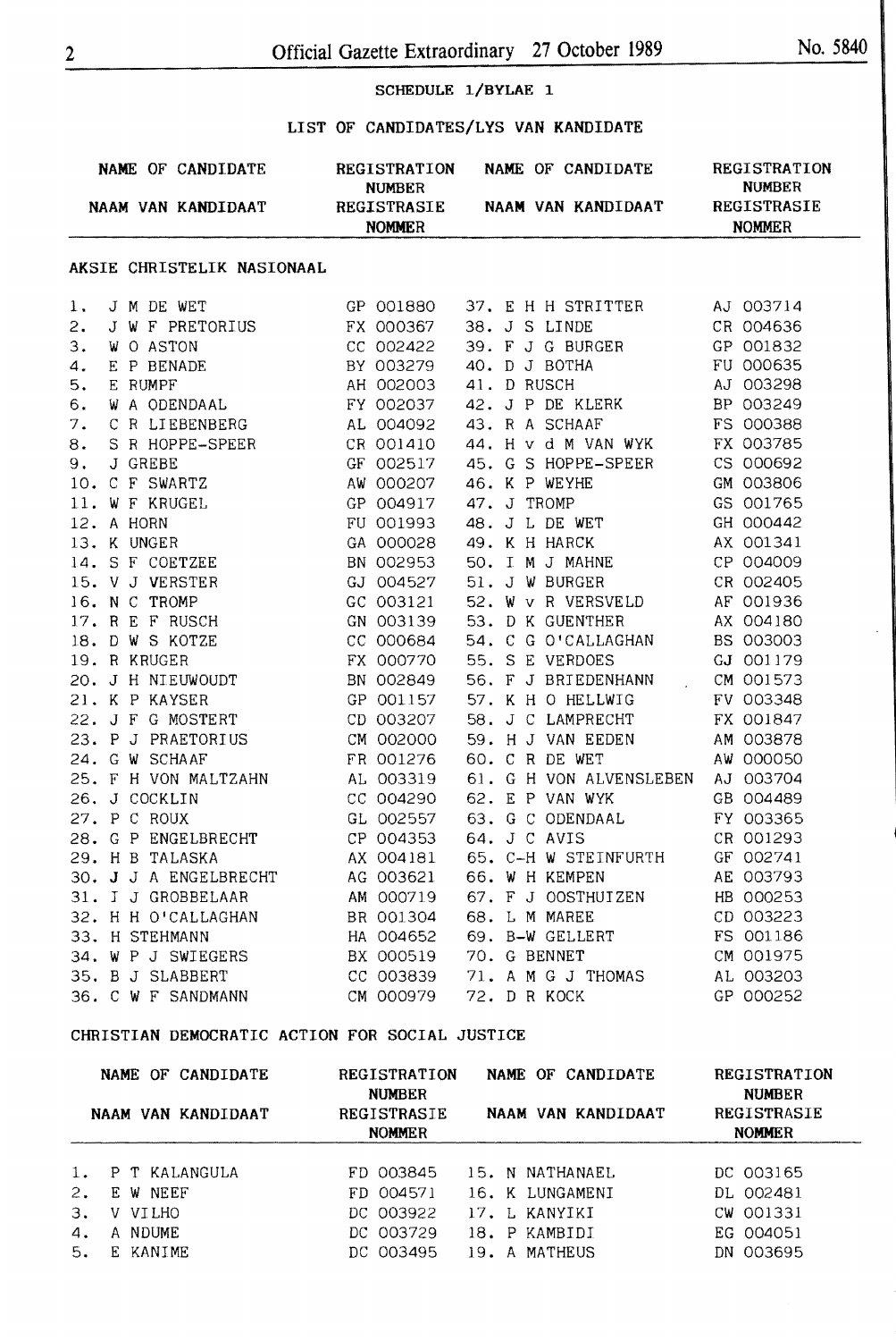SCHEDULE 1/BYLAE 1

LIST OF CANDIDATES/LYS VAN KANDIDATE

| NAME OF CANDIDATE<br>NAAM VAN KANDIDAAT | REGISTRATION NUMBER<br>REGISTRASIE NOMMER | NAME OF CANDIDATE<br>NAAM VAN KANDIDAAT | REGISTRATION NUMBER<br>REGISTRASIE NOMMER |
|---|---|---|---|

AKSIE CHRISTELIK NASIONAAL

| NAME OF CANDIDATE | REGISTRATION NUMBER | NAME OF CANDIDATE | REGISTRATION NUMBER |
|---|---|---|---|
| 1. J M DE WET | GP 001880 | 37. E H H STRITTER | AJ 003714 |
| 2. J W F PRETORIUS | FX 000367 | 38. J S LINDE | CR 004636 |
| 3. W O ASTON | CC 002422 | 39. F J G BURGER | GP 001832 |
| 4. E P BENADE | BY 003279 | 40. D J BOTHA | FU 000635 |
| 5. E RUMPF | AH 002003 | 41. D RUSCH | AJ 003298 |
| 6. W A ODENDAAL | FY 002037 | 42. J P DE KLERK | BP 003249 |
| 7. C R LIEBENBERG | AL 004092 | 43. R A SCHAAF | FS 000388 |
| 8. S R HOPPE-SPEER | CR 001410 | 44. H v d M VAN WYK | FX 003785 |
| 9. J GREBE | GF 002517 | 45. G S HOPPE-SPEER | CS 000692 |
| 10. C F SWARTZ | AW 000207 | 46. K P WEYHE | GM 003806 |
| 11. W F KRUGEL | GP 004917 | 47. J TROMP | GS 001765 |
| 12. A HORN | FU 001993 | 48. J L DE WET | GH 000442 |
| 13. K UNGER | GA 000028 | 49. K H HARCK | AX 001341 |
| 14. S F COETZEE | BN 002953 | 50. I M J MAHNE | CP 004009 |
| 15. V J VERSTER | GJ 004527 | 51. J W BURGER | CR 002405 |
| 16. N C TROMP | GC 003121 | 52. W v R VERSVELD | AF 001936 |
| 17. R E F RUSCH | GN 003139 | 53. D K GUENTHER | AX 004180 |
| 18. D W S KOTZE | CC 000684 | 54. C G O'CALLAGHAN | BS 003003 |
| 19. R KRUGER | FX 000770 | 55. S E VERDOES | GJ 001179 |
| 20. J H NIEUWOUDT | BN 002849 | 56. F J BRIEDENHANN | CM 001573 |
| 21. K P KAYSER | GP 001157 | 57. K H O HELLWIG | FV 003348 |
| 22. J F G MOSTERT | CD 003207 | 58. J C LAMPRECHT | FX 001847 |
| 23. P J PRAETORIUS | CM 002000 | 59. H J VAN EEDEN | AM 003878 |
| 24. G W SCHAAF | FR 001276 | 60. C R DE WET | AW 000050 |
| 25. F H VON MALTZAHN | AL 003319 | 61. G H VON ALVENSLEBEN | AJ 003704 |
| 26. J COCKLIN | CC 004290 | 62. E P VAN WYK | GB 004489 |
| 27. P C ROUX | GL 002557 | 63. G C ODENDAAL | FY 003365 |
| 28. G P ENGELBRECHT | CP 004353 | 64. J C AVIS | CR 001293 |
| 29. H B TALASKA | AX 004181 | 65. C-H W STEINFURTH | GF 002741 |
| 30. J J A ENGELBRECHT | AG 003621 | 66. W H KEMPEN | AE 003793 |
| 31. I J GROBBELAAR | AM 000719 | 67. F J OOSTHUIZEN | HB 000253 |
| 32. H H O'CALLAGHAN | BR 001304 | 68. L M MAREE | CD 003223 |
| 33. H STEHMANN | HA 004652 | 69. B-W GELLERT | FS 001186 |
| 34. W P J SWIEGERS | BX 000519 | 70. G BENNET | CM 001975 |
| 35. B J SLABBERT | CC 003839 | 71. A M G J THOMAS | AL 003203 |
| 36. C W F SANDMANN | CM 000979 | 72. D R KOCK | GP 000252 |

CHRISTIAN DEMOCRATIC ACTION FOR SOCIAL JUSTICE

| NAME OF CANDIDATE<br>NAAM VAN KANDIDAAT | REGISTRATION NUMBER<br>REGISTRASIE NOMMER | NAME OF CANDIDATE<br>NAAM VAN KANDIDAAT | REGISTRATION NUMBER<br>REGISTRASIE NOMMER |
|---|---|---|---|
| 1. P T KALANGULA | FD 003845 | 15. N NATHANAEL | DC 003165 |
| 2. E W NEEF | FD 004571 | 16. K LUNGAMENI | DL 002481 |
| 3. V VILHO | DC 003922 | 17. L KANYIKI | CW 001331 |
| 4. A NDUME | DC 003729 | 18. P KAMBIDI | EG 004051 |
| 5. E KANIME | DC 003495 | 19. A MATHEUS | DN 003695 |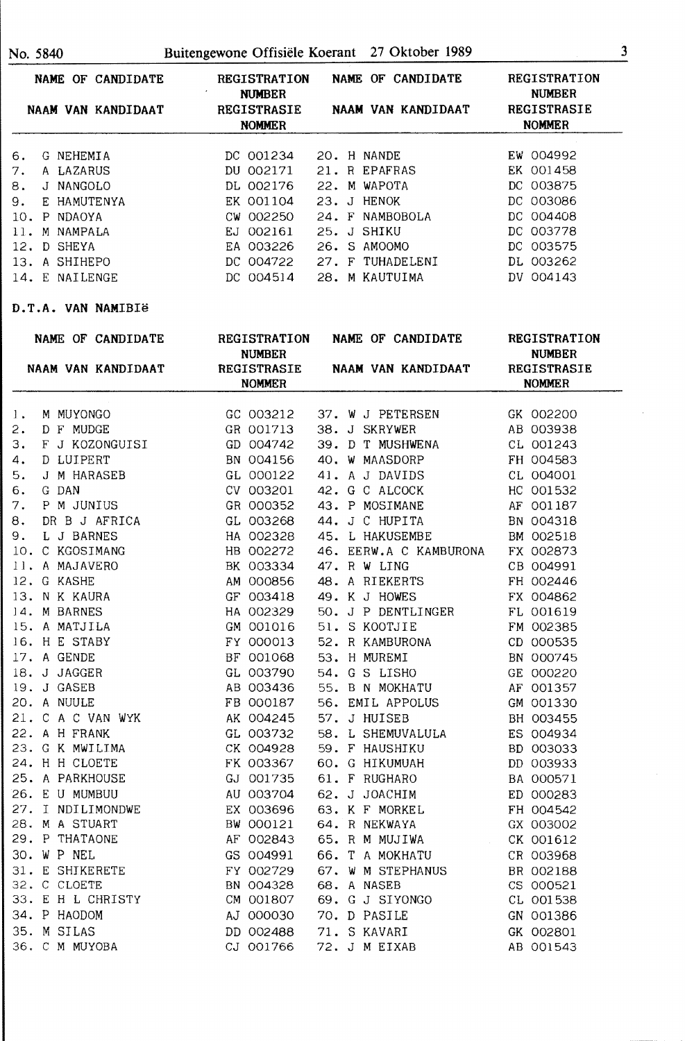| NAME OF CANDIDATE<br>NAAM VAN KANDIDAAT | REGISTRATION NUMBER<br>REGISTRASIE NOMMER | NAME OF CANDIDATE<br>NAAM VAN KANDIDAAT | REGISTRATION NUMBER<br>REGISTRASIE NOMMER |
|---|---|---|---|
| 6. G NEHEMIA | DC 001234 | 20. H NANDE | EW 004992 |
| 7. A LAZARUS | DU 002171 | 21. R EPAFRAS | EK 001458 |
| 8. J NANGOLO | DL 002176 | 22. M WAPOTA | DC 003875 |
| 9. E HAMUTENYA | EK 001104 | 23. J HENOK | DC 003086 |
| 10. P NDAOYA | CW 002250 | 24. F NAMBOBOLA | DC 004408 |
| 11. M NAMPALA | EJ 002161 | 25. J SHIKU | DC 003778 |
| 12. D SHEYA | EA 003226 | 26. S AMOOMO | DC 003575 |
| 13. A SHIHEPO | DC 004722 | 27. F TUHADELENI | DL 003262 |
| 14. E NAILENGE | DC 004514 | 28. M KAUTUIMA | DV 004143 |

**D.T.A. VAN NAMIBIë**

| NAME OF CANDIDATE<br>NAAM VAN KANDIDAAT | REGISTRATION NUMBER<br>REGISTRASIE NOMMER | NAME OF CANDIDATE<br>NAAM VAN KANDIDAAT | REGISTRATION NUMBER<br>REGISTRASIE NOMMER |
|---|---|---|---|
| 1. M MUYONGO | GC 003212 | 37. W J PETERSEN | GK 002200 |
| 2. D F MUDGE | GR 001713 | 38. J SKRYWER | AB 003938 |
| 3. F J KOZONGUISI | GD 004742 | 39. D T MUSHWENA | CL 001243 |
| 4. D LUIPERT | BN 004156 | 40. W MAASDORP | FH 004583 |
| 5. J M HARASEB | GL 000122 | 41. A J DAVIDS | CL 004001 |
| 6. G DAN | CV 003201 | 42. G C ALCOCK | HC 001532 |
| 7. P M JUNIUS | GR 000352 | 43. P MOSIMANE | AF 001187 |
| 8. DR B J AFRICA | GL 003268 | 44. J C HUPITA | BN 004318 |
| 9. L J BARNES | HA 002328 | 45. L HAKUSEMBE | BM 002518 |
| 10. C KGOSIMANG | HB 002272 | 46. EERW.A C KAMBURONA | FX 002873 |
| 11. A MAJAVERO | BK 003334 | 47. R W LING | CB 004991 |
| 12. G KASHE | AM 000856 | 48. A RIEKERTS | FH 002446 |
| 13. N K KAURA | GF 003418 | 49. K J HOWES | FX 004862 |
| 14. M BARNES | HA 002329 | 50. J P DENTLINGER | FL 001619 |
| 15. A MATJILA | GM 001016 | 51. S KOOTJIE | FM 002385 |
| 16. H E STABY | FY 000013 | 52. R KAMBURONA | CD 000535 |
| 17. A GENDE | BF 001068 | 53. H MUREMI | BN 000745 |
| 18. J JAGGER | GL 003790 | 54. G S LISHO | GE 000220 |
| 19. J GASEB | AB 003436 | 55. B N MOKHATU | AF 001357 |
| 20. A NUULE | FB 000187 | 56. EMIL APPOLUS | GM 001330 |
| 21. C A C VAN WYK | AK 004245 | 57. J HUISEB | BH 003455 |
| 22. A H FRANK | GL 003732 | 58. L SHEMUVALULA | ES 004934 |
| 23. G K MWILIMA | CK 004928 | 59. F HAUSHIKU | BD 003033 |
| 24. H H CLOETE | FK 003367 | 60. G HIKUMUAH | DD 003933 |
| 25. A PARKHOUSE | GJ 001735 | 61. F RUGHARO | BA 000571 |
| 26. E U MUMBUU | AU 003704 | 62. J JOACHIM | ED 000283 |
| 27. I NDILIMONDWE | EX 003696 | 63. K F MORKEL | FH 004542 |
| 28. M A STUART | BW 000121 | 64. R NEKWAYA | GX 003002 |
| 29. P THATAONE | AF 002843 | 65. R M MUJIWA | CK 001612 |
| 30. W P NEL | GS 004991 | 66. T A MOKHATU | CR 003968 |
| 31. E SHIKERETE | FY 002729 | 67. W M STEPHANUS | BR 002188 |
| 32. C CLOETE | BN 004328 | 68. A NASEB | CS 000521 |
| 33. E H L CHRISTY | CM 001807 | 69. G J SIYONGO | CL 001538 |
| 34. P HAODOM | AJ 000030 | 70. D PASILE | GN 001386 |
| 35. M SILAS | DD 002488 | 71. S KAVARI | GK 002801 |
| 36. C M MUYOBA | CJ 001766 | 72. J M EIXAB | AB 001543 |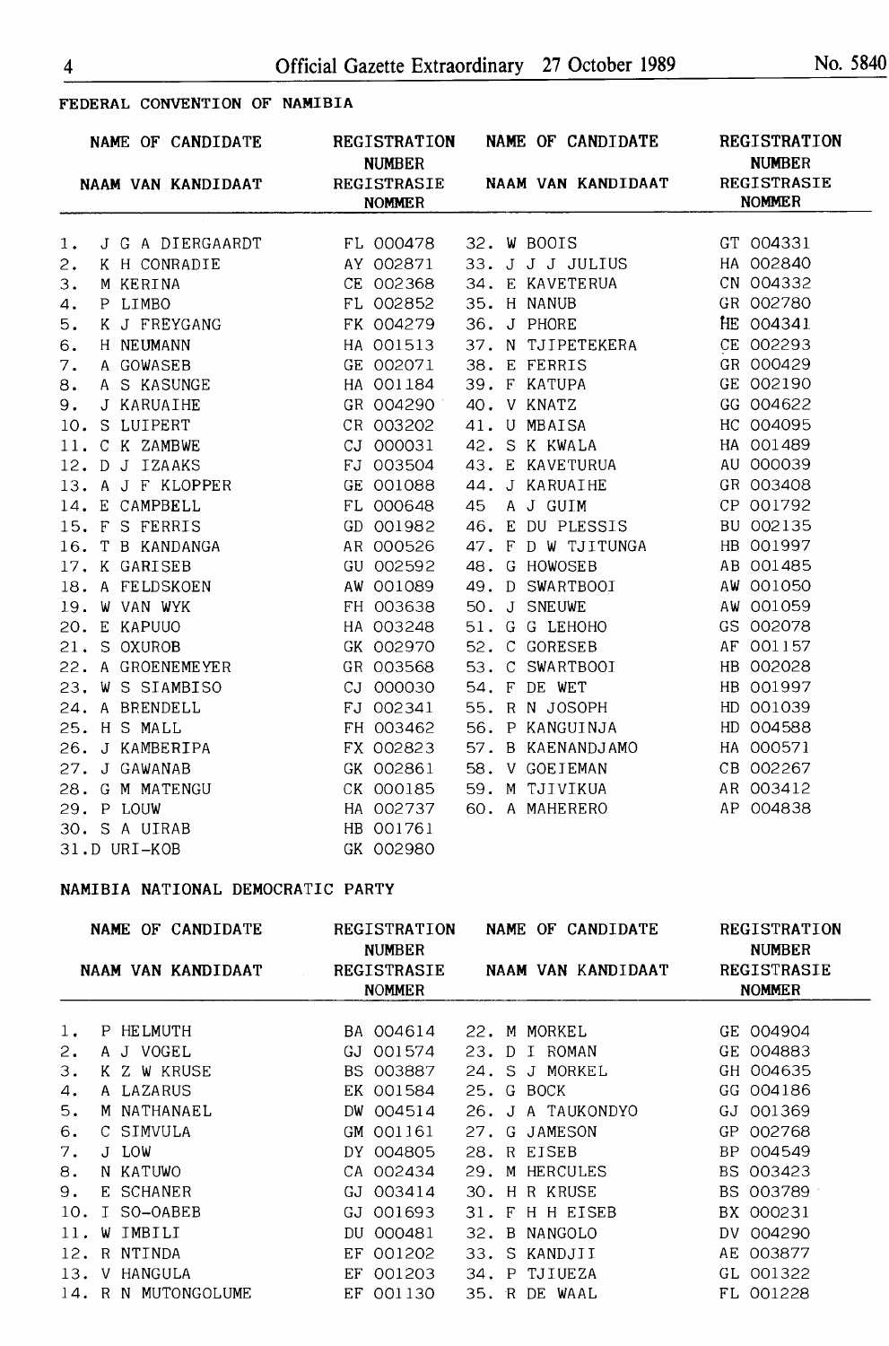FEDERAL CONVENTION OF NAMIBIA

| NAME OF CANDIDATE<br>NAAM VAN KANDIDAAT | REGISTRATION NUMBER<br>REGISTRASIE NOMMER | NAME OF CANDIDATE<br>NAAM VAN KANDIDAAT | REGISTRATION NUMBER<br>REGISTRASIE NOMMER |
|---|---|---|---|
| 1. J G A DIERGAARDT | FL 000478 | 32. W BOOIS | GT 004331 |
| 2. K H CONRADIE | AY 002871 | 33. J J J JULIUS | HA 002840 |
| 3. M KERINA | CE 002368 | 34. E KAVETERUA | CN 004332 |
| 4. P LIMBO | FL 002852 | 35. H NANUB | GR 002780 |
| 5. K J FREYGANG | FK 004279 | 36. J PHORE | HE 004341 |
| 6. H NEUMANN | HA 001513 | 37. N TJIPETEKERA | CE 002293 |
| 7. A GOWASEB | GE 002071 | 38. E FERRIS | GR 000429 |
| 8. A S KASUNGE | HA 001184 | 39. F KATUPA | GE 002190 |
| 9. J KARUAIHE | GR 004290 | 40. V KNATZ | GG 004622 |
| 10. S LUIPERT | CR 003202 | 41. U MBAISA | HC 004095 |
| 11. C K ZAMBWE | CJ 000031 | 42. S K KWALA | HA 001489 |
| 12. D J IZAAKS | FJ 003504 | 43. E KAVETURUA | AU 000039 |
| 13. A J F KLOPPER | GE 001088 | 44. J KARUAIHE | GR 003408 |
| 14. E CAMPBELL | FL 000648 | 45 A J GUIM | CP 001792 |
| 15. F S FERRIS | GD 001982 | 46. E DU PLESSIS | BU 002135 |
| 16. T B KANDANGA | AR 000526 | 47. F D W TJITUNGA | HB 001997 |
| 17. K GARISEB | GU 002592 | 48. G HOWOSEB | AB 001485 |
| 18. A FELDSKOEN | AW 001089 | 49. D SWARTBOOI | AW 001050 |
| 19. W VAN WYK | FH 003638 | 50. J SNEUWE | AW 001059 |
| 20. E KAPUUO | HA 003248 | 51. G G LEHOHO | GS 002078 |
| 21. S OXUROB | GK 002970 | 52. C GORESEB | AF 001157 |
| 22. A GROENEMEYER | GR 003568 | 53. C SWARTBOOI | HB 002028 |
| 23. W S SIAMBISO | CJ 000030 | 54. F DE WET | HB 001997 |
| 24. A BRENDELL | FJ 002341 | 55. R N JOSOPH | HD 001039 |
| 25. H S MALL | FH 003462 | 56. P KANGUINJA | HD 004588 |
| 26. J KAMBERIPA | FX 002823 | 57. B KAENANDJAMO | HA 000571 |
| 27. J GAWANAB | GK 002861 | 58. V GOEIEMAN | CB 002267 |
| 28. G M MATENGU | CK 000185 | 59. M TJIVIKUA | AR 003412 |
| 29. P LOUW | HA 002737 | 60. A MAHERERO | AP 004838 |
| 30. S A UIRAB | HB 001761 | | |
| 31.D URI-KOB | GK 002980 | | |

NAMIBIA NATIONAL DEMOCRATIC PARTY

| NAME OF CANDIDATE<br>NAAM VAN KANDIDAAT | REGISTRATION NUMBER<br>REGISTRASIE NOMMER | NAME OF CANDIDATE<br>NAAM VAN KANDIDAAT | REGISTRATION NUMBER<br>REGISTRASIE NOMMER |
|---|---|---|---|
| 1. P HELMUTH | BA 004614 | 22. M MORKEL | GE 004904 |
| 2. A J VOGEL | GJ 001574 | 23. D I ROMAN | GE 004883 |
| 3. K Z W KRUSE | BS 003887 | 24. S J MORKEL | GH 004635 |
| 4. A LAZARUS | EK 001584 | 25. G BOCK | GG 004186 |
| 5. M NATHANAEL | DW 004514 | 26. J A TAUKONDYO | GJ 001369 |
| 6. C SIMVULA | GM 001161 | 27. G JAMESON | GP 002768 |
| 7. J LOW | DY 004805 | 28. R EISEB | BP 004549 |
| 8. N KATUWO | CA 002434 | 29. M HERCULES | BS 003423 |
| 9. E SCHANER | GJ 003414 | 30. H R KRUSE | BS 003789 |
| 10. I SO-OABEB | GJ 001693 | 31. F H H EISEB | BX 000231 |
| 11. W IMBILI | DU 000481 | 32. B NANGOLO | DV 004290 |
| 12. R NTINDA | EF 001202 | 33. S KANDJII | AE 003877 |
| 13. V HANGULA | EF 001203 | 34. P TJIUEZA | GL 001322 |
| 14. R N MUTONGOLUME | EF 001130 | 35. R DE WAAL | FL 001228 |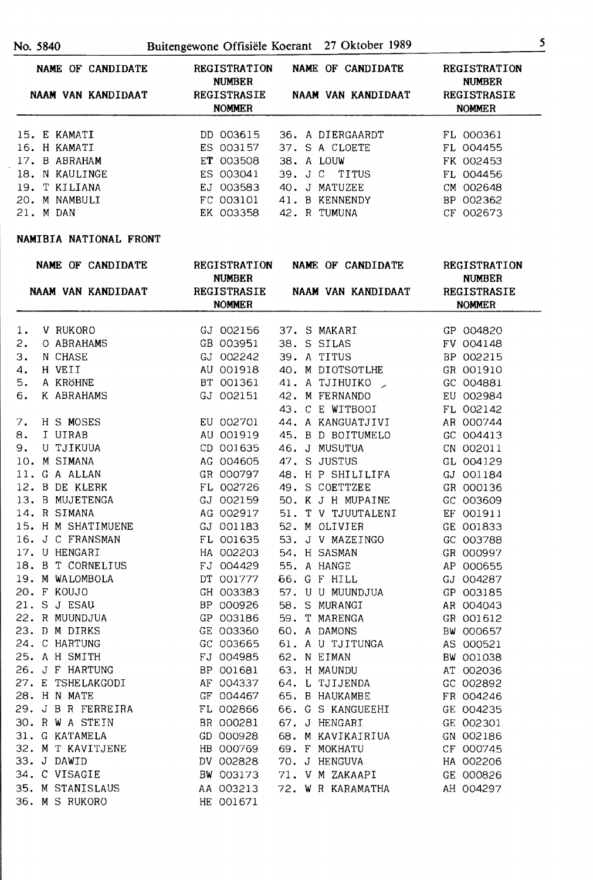| NAME OF CANDIDATE NAAM VAN KANDIDAAT | REGISTRATION NUMBER REGISTRASIE NOMMER | NAME OF CANDIDATE NAAM VAN KANDIDAAT | REGISTRATION NUMBER REGISTRASIE NOMMER |
|---|---|---|---|
| 15. E KAMATI | DD 003615 | 36. A DIERGAARDT | FL 000361 |
| 16. H KAMATI | ES 003157 | 37. S A CLOETE | FL 004455 |
| 17. B ABRAHAM | ET 003508 | 38. A LOUW | FK 002453 |
| 18. N KAULINGE | ES 003041 | 39. J C TITUS | FL 004456 |
| 19. T KILIANA | EJ 003583 | 40. J MATUZEE | CM 002648 |
| 20. M NAMBULI | FC 003101 | 41. B KENNENDY | BP 002362 |
| 21. M DAN | EK 003358 | 42. R TUMUNA | CF 002673 |

NAMIBIA NATIONAL FRONT

| NAME OF CANDIDATE NAAM VAN KANDIDAAT | REGISTRATION NUMBER REGISTRASIE NOMMER | NAME OF CANDIDATE NAAM VAN KANDIDAAT | REGISTRATION NUMBER REGISTRASIE NOMMER |
|---|---|---|---|
| 1. V RUKORO | GJ 002156 | 37. S MAKARI | GP 004820 |
| 2. O ABRAHAMS | GB 003951 | 38. S SILAS | FV 004148 |
| 3. N CHASE | GJ 002242 | 39. A TITUS | BP 002215 |
| 4. H VEII | AU 001918 | 40. M DIOTSOTLHE | GR 001910 |
| 5. A KRÖHNE | BT 001361 | 41. A TJIHUIKO | GC 004881 |
| 6. K ABRAHAMS | GJ 002151 | 42. M FERNANDO | EU 002984 |
| | | 43. C E WITBOOI | FL 002142 |
| 7. H S MOSES | EU 002701 | 44. A KANGUATJIVI | AR 000744 |
| 8. I UIRAB | AU 001919 | 45. B D BOITUMELO | GC 004413 |
| 9. U TJIKUUA | CD 001635 | 46. J MUSUTUA | CN 002011 |
| 10. M SIMANA | AG 004605 | 47. S JUSTUS | GL 004129 |
| 11. G A ALLAN | GR 000797 | 48. H P SHILILIFA | GJ 001184 |
| 12. B DE KLERK | FL 002726 | 49. S COETTZEE | GR 000136 |
| 13. B MUJETENGA | GJ 002159 | 50. K J H MUPAINE | GC 003609 |
| 14. R SIMANA | AG 002917 | 51. T V TJUUTALENI | EF 001911 |
| 15. H M SHATIMUENE | GJ 001183 | 52. M OLIVIER | GE 001833 |
| 16. J C FRANSMAN | FL 001635 | 53. J V MAZEINGO | GC 003788 |
| 17. U HENGARI | HA 002203 | 54. H SASMAN | GR 000997 |
| 18. B T CORNELIUS | FJ 004429 | 55. A HANGE | AP 000655 |
| 19. M WALOMBOLA | DT 001777 | 56. G F HILL | GJ 004287 |
| 20. F KOUJO | GH 003383 | 57. U U MUUNDJUA | GP 003185 |
| 21. S J ESAU | BP 000926 | 58. S MURANGI | AR 004043 |
| 22. R MUUNDJUA | GP 003186 | 59. T MARENGA | GR 001612 |
| 23. D M DIRKS | GE 003360 | 60. A DAMONS | BW 000657 |
| 24. C HARTUNG | GC 003665 | 61. A U TJITUNGA | AS 000521 |
| 25. A H SMITH | FJ 004985 | 62. N EIMAN | BW 001038 |
| 26. J F HARTUNG | BP 001681 | 63. H MAUNDU | AT 002036 |
| 27. E TSHELAKGODI | AF 004337 | 64. L TJIJENDA | GC 002892 |
| 28. H N MATE | GF 004467 | 65. B HAUKAMBE | FR 004246 |
| 29. J B R FERREIRA | FL 002866 | 66. G S KANGUEEHI | GE 004235 |
| 30. R W A STEIN | BR 000281 | 67. J HENGARI | GE 002301 |
| 31. G KATAMELA | GD 000928 | 68. M KAVIKAIRIUA | GN 002186 |
| 32. M T KAVITJENE | HB 000769 | 69. F MOKHATU | CF 000745 |
| 33. J DAWID | DV 002828 | 70. J HENGUVA | HA 002206 |
| 34. C VISAGIE | BW 003173 | 71. V M ZAKAAPI | GE 000826 |
| 35. M STANISLAUS | AA 003213 | 72. W R KARAMATHA | AH 004297 |
| 36. M S RUKORO | HE 001671 | | |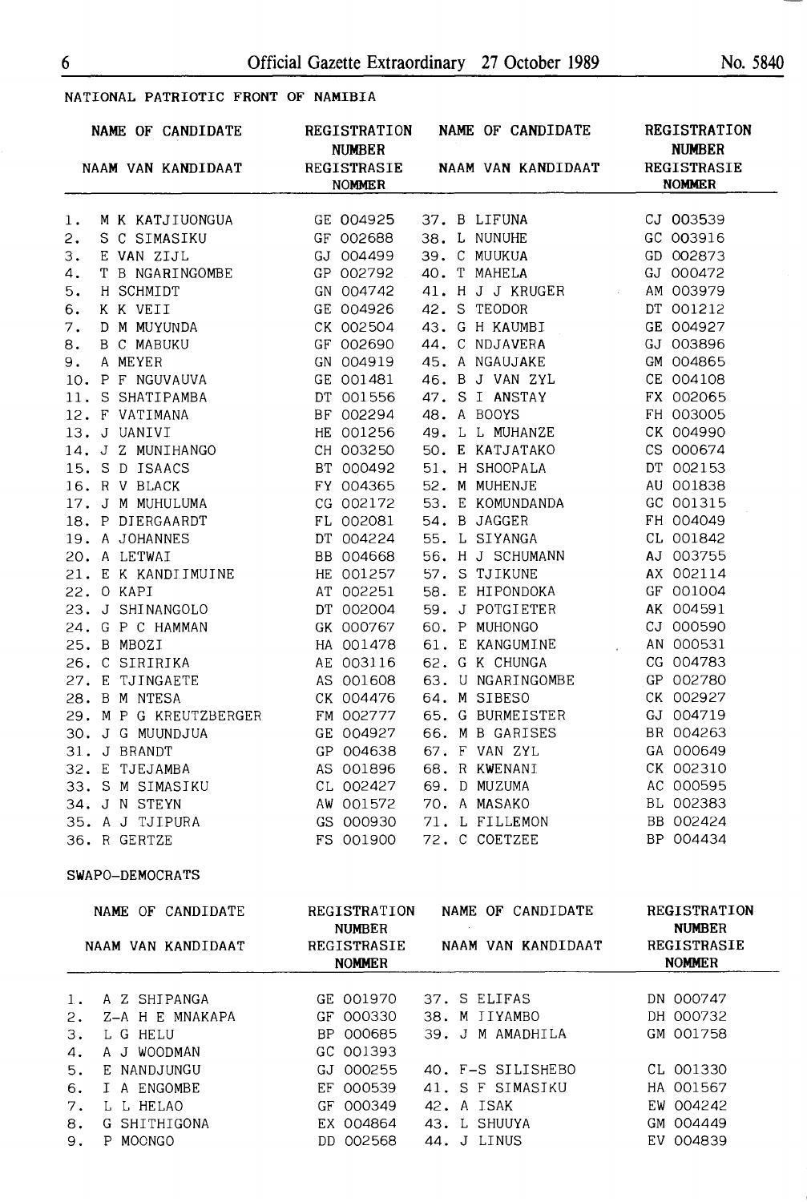NATIONAL PATRIOTIC FRONT OF NAMIBIA

| NAME OF CANDIDATE<br>NAAM VAN KANDIDAAT | REGISTRATION NUMBER<br>REGISTRASIE NOMMER | NAME OF CANDIDATE<br>NAAM VAN KANDIDAAT | REGISTRATION NUMBER<br>REGISTRASIE NOMMER |
|---|---|---|---|
| 1. M K KATJIUONGUA | GE 004925 | 37. B LIFUNA | CJ 003539 |
| 2. S C SIMASIKU | GF 002688 | 38. L NUNUHE | GC 003916 |
| 3. E VAN ZIJL | GJ 004499 | 39. C MUUKUA | GD 002873 |
| 4. T B NGARINGOMBE | GP 002792 | 40. T MAHELA | GJ 000472 |
| 5. H SCHMIDT | GN 004742 | 41. H J J KRUGER | AM 003979 |
| 6. K K VEII | GE 004926 | 42. S TEODOR | DT 001212 |
| 7. D M MUYUNDA | CK 002504 | 43. G H KAUMBI | GE 004927 |
| 8. B C MABUKU | GF 002690 | 44. C NDJAVERA | GJ 003896 |
| 9. A MEYER | GN 004919 | 45. A NGAUJAKE | GM 004865 |
| 10. P F NGUVAUVA | GE 001481 | 46. B J VAN ZYL | CE 004108 |
| 11. S SHATIPAMBA | DT 001556 | 47. S I ANSTAY | FX 002065 |
| 12. F VATIMANA | BF 002294 | 48. A BOOYS | FH 003005 |
| 13. J UANIVI | HE 001256 | 49. L L MUHANZE | CK 004990 |
| 14. J Z MUNIHANGO | CH 003250 | 50. E KATJATAKO | CS 000674 |
| 15. S D ISAACS | BT 000492 | 51. H SHOOPALA | DT 002153 |
| 16. R V BLACK | FY 004365 | 52. M MUHENJE | AU 001838 |
| 17. J M MUHULUMA | CG 002172 | 53. E KOMUNDANDA | GC 001315 |
| 18. P DIERGAARDT | FL 002081 | 54. B JAGGER | FH 004049 |
| 19. A JOHANNES | DT 004224 | 55. L SIYANGA | CL 001842 |
| 20. A LETWAI | BB 004668 | 56. H J SCHUMANN | AJ 003755 |
| 21. E K KANDIIMUINE | HE 001257 | 57. S TJIKUNE | AX 002114 |
| 22. O KAPI | AT 002251 | 58. E HIPONDOKA | GF 001004 |
| 23. J SHINANGOLO | DT 002004 | 59. J POTGIETER | AK 004591 |
| 24. G P C HAMMAN | GK 000767 | 60. P MUHONGO | CJ 000590 |
| 25. B MBOZI | HA 001478 | 61. E KANGUMINE | AN 000531 |
| 26. C SIRIRIKA | AE 003116 | 62. G K CHUNGA | CG 004783 |
| 27. E TJINGAETE | AS 001608 | 63. U NGARINGOMBE | GP 002780 |
| 28. B M NTESA | CK 004476 | 64. M SIBESO | CK 002927 |
| 29. M P G KREUTZBERGER | FM 002777 | 65. G BURMEISTER | GJ 004719 |
| 30. J G MUUNDJUA | GE 004927 | 66. M B GARISES | BR 004263 |
| 31. J BRANDT | GP 004638 | 67. F VAN ZYL | GA 000649 |
| 32. E TJEJAMBA | AS 001896 | 68. R KWENANI | CK 002310 |
| 33. S M SIMASIKU | CL 002427 | 69. D MUZUMA | AC 000595 |
| 34. J N STEYN | AW 001572 | 70. A MASAKO | BL 002383 |
| 35. A J TJIPURA | GS 000930 | 71. L FILLEMON | BB 002424 |
| 36. R GERTZE | FS 001900 | 72. C COETZEE | BP 004434 |

SWAPO-DEMOCRATS

| NAME OF CANDIDATE<br>NAAM VAN KANDIDAAT | REGISTRATION NUMBER<br>REGISTRASIE NOMMER | NAME OF CANDIDATE<br>NAAM VAN KANDIDAAT | REGISTRATION NUMBER<br>REGISTRASIE NOMMER |
|---|---|---|---|
| 1. A Z SHIPANGA | GE 001970 | 37. S ELIFAS | DN 000747 |
| 2. Z-A H E MNAKAPA | GF 000330 | 38. M IIYAMBO | DH 000732 |
| 3. L G HELU | BP 000685 | 39. J M AMADHILA | GM 001758 |
| 4. A J WOODMAN | GC 001393 | | |
| 5. E NANDJUNGU | GJ 000255 | 40. F-S SILISHEBO | CL 001330 |
| 6. I A ENGOMBE | EF 000539 | 41. S F SIMASIKU | HA 001567 |
| 7. L L HELAO | GF 000349 | 42. A ISAK | EW 004242 |
| 8. G SHITHIGONA | EX 004864 | 43. L SHUUYA | GM 004449 |
| 9. P MOONGO | DD 002568 | 44. J LINUS | EV 004839 |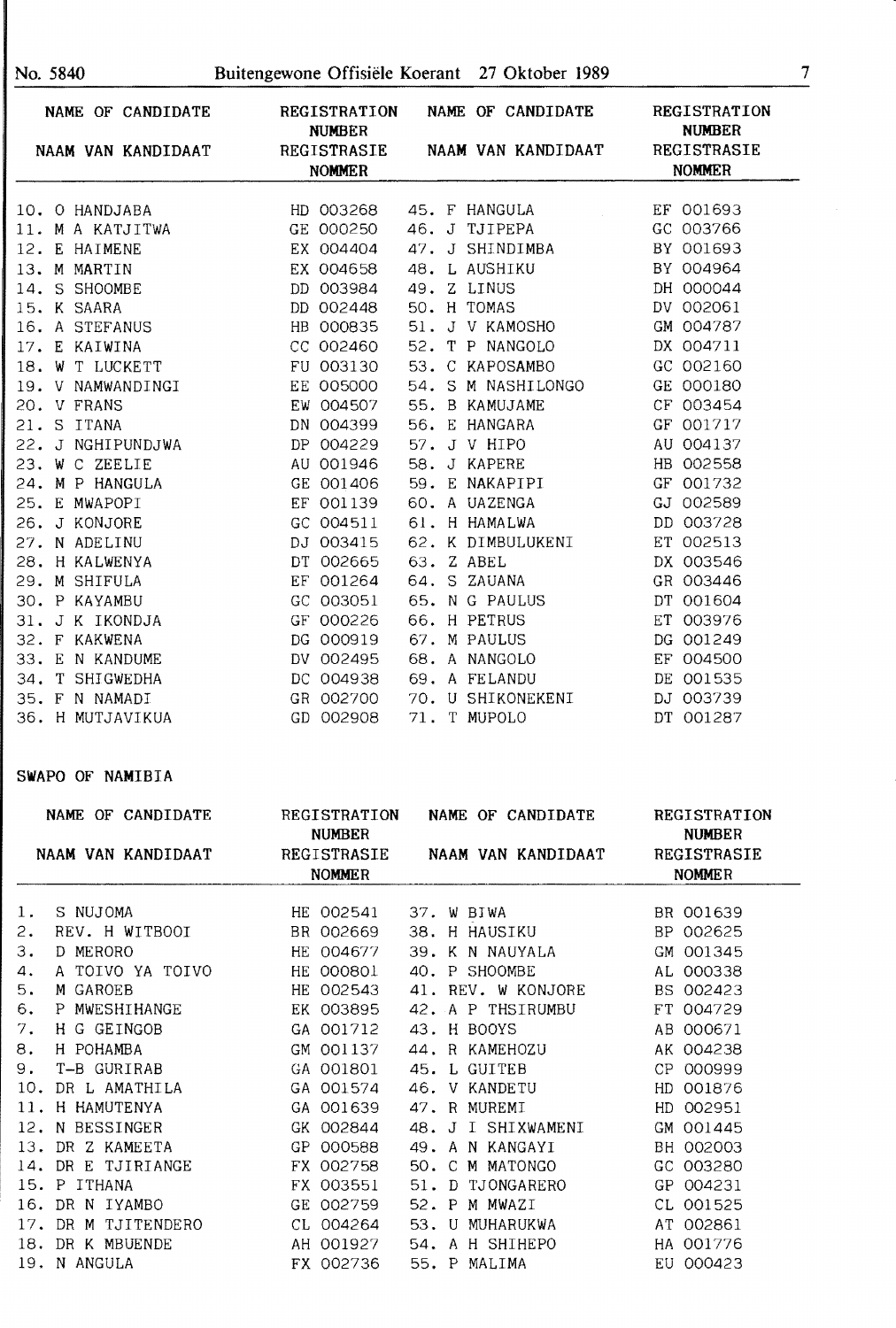| NAME OF CANDIDATE<br>NAAM VAN KANDIDAAT | REGISTRATION NUMBER<br>REGISTRASIE NOMMER | NAME OF CANDIDATE<br>NAAM VAN KANDIDAAT | REGISTRATION NUMBER<br>REGISTRASIE NOMMER |
|---|---|---|---|
| 10. O HANDJABA | HD 003268 | 45. F HANGULA | EF 001693 |
| 11. M A KATJITWA | GE 000250 | 46. J TJIPEPA | GC 003766 |
| 12. E HAIMENE | EX 004404 | 47. J SHINDIMBA | BY 001693 |
| 13. M MARTIN | EX 004658 | 48. L AUSHIKU | BY 004964 |
| 14. S SHOOMBE | DD 003984 | 49. Z LINUS | DH 000044 |
| 15. K SAARA | DD 002448 | 50. H TOMAS | DV 002061 |
| 16. A STEFANUS | HB 000835 | 51. J V KAMOSHO | GM 004787 |
| 17. E KAIWINA | CC 002460 | 52. T P NANGOLO | DX 004711 |
| 18. W T LUCKETT | FU 003130 | 53. C KAPOSAMBO | GC 002160 |
| 19. V NAMWANDINGI | EE 005000 | 54. S M NASHILONGO | GE 000180 |
| 20. V FRANS | EW 004507 | 55. B KAMUJAME | CF 003454 |
| 21. S ITANA | DN 004399 | 56. E HANGARA | GF 001717 |
| 22. J NGHIPUNDJWA | DP 004229 | 57. J V HIPO | AU 004137 |
| 23. W C ZEELIE | AU 001946 | 58. J KAPERE | HB 002558 |
| 24. M P HANGULA | GE 001406 | 59. E NAKAPIPI | GF 001732 |
| 25. E MWAPOPI | EF 001139 | 60. A UAZENGA | GJ 002589 |
| 26. J KONJORE | GC 004511 | 61. H HAMALWA | DD 003728 |
| 27. N ADELINU | DJ 003415 | 62. K DIMBULUKENI | ET 002513 |
| 28. H KALWENYA | DT 002665 | 63. Z ABEL | DX 003546 |
| 29. M SHIFULA | EF 001264 | 64. S ZAUANA | GR 003446 |
| 30. P KAYAMBU | GC 003051 | 65. N G PAULUS | DT 001604 |
| 31. J K IKONDJA | GF 000226 | 66. H PETRUS | ET 003976 |
| 32. F KAKWENA | DG 000919 | 67. M PAULUS | DG 001249 |
| 33. E N KANDUME | DV 002495 | 68. A NANGOLO | EF 004500 |
| 34. T SHIGWEDHA | DC 004938 | 69. A FELANDU | DE 001535 |
| 35. F N NAMADI | GR 002700 | 70. U SHIKONEKENI | DJ 003739 |
| 36. H MUTJAVIKUA | GD 002908 | 71. T MUPOLO | DT 001287 |

SWAPO OF NAMIBIA

| NAME OF CANDIDATE<br>NAAM VAN KANDIDAAT | REGISTRATION NUMBER<br>REGISTRASIE NOMMER | NAME OF CANDIDATE<br>NAAM VAN KANDIDAAT | REGISTRATION NUMBER<br>REGISTRASIE NOMMER |
|---|---|---|---|
| 1. S NUJOMA | HE 002541 | 37. W BIWA | BR 001639 |
| 2. REV. H WITBOOI | BR 002669 | 38. H HAUSIKU | BP 002625 |
| 3. D MERORO | HE 004677 | 39. K N NAUYALA | GM 001345 |
| 4. A TOIVO YA TOIVO | HE 000801 | 40. P SHOOMBE | AL 000338 |
| 5. M GAROEB | HE 002543 | 41. REV. W KONJORE | BS 002423 |
| 6. P MWESHIHANGE | EK 003895 | 42. A P THSIRUMBU | FT 004729 |
| 7. H G GEINGOB | GA 001712 | 43. H BOOYS | AB 000671 |
| 8. H POHAMBA | GM 001137 | 44. R KAMEHOZU | AK 004238 |
| 9. T-B GURIRAB | GA 001801 | 45. L GUITEB | CP 000999 |
| 10. DR L AMATHILA | GA 001574 | 46. V KANDETU | HD 001876 |
| 11. H HAMUTENYA | GA 001639 | 47. R MUREMI | HD 002951 |
| 12. N BESSINGER | GK 002844 | 48. J I SHIXWAMENI | GM 001445 |
| 13. DR Z KAMEETA | GP 000588 | 49. A N KANGAYI | BH 002003 |
| 14. DR E TJIRIANGE | FX 002758 | 50. C M MATONGO | GC 003280 |
| 15. P ITHANA | FX 003551 | 51. D TJONGARERO | GP 004231 |
| 16. DR N IYAMBO | GE 002759 | 52. P M MWAZI | CL 001525 |
| 17. DR M TJITENDERO | CL 004264 | 53. U MUHARUKWA | AT 002861 |
| 18. DR K MBUENDE | AH 001927 | 54. A H SHIHEPO | HA 001776 |
| 19. N ANGULA | FX 002736 | 55. P MALIMA | EU 000423 |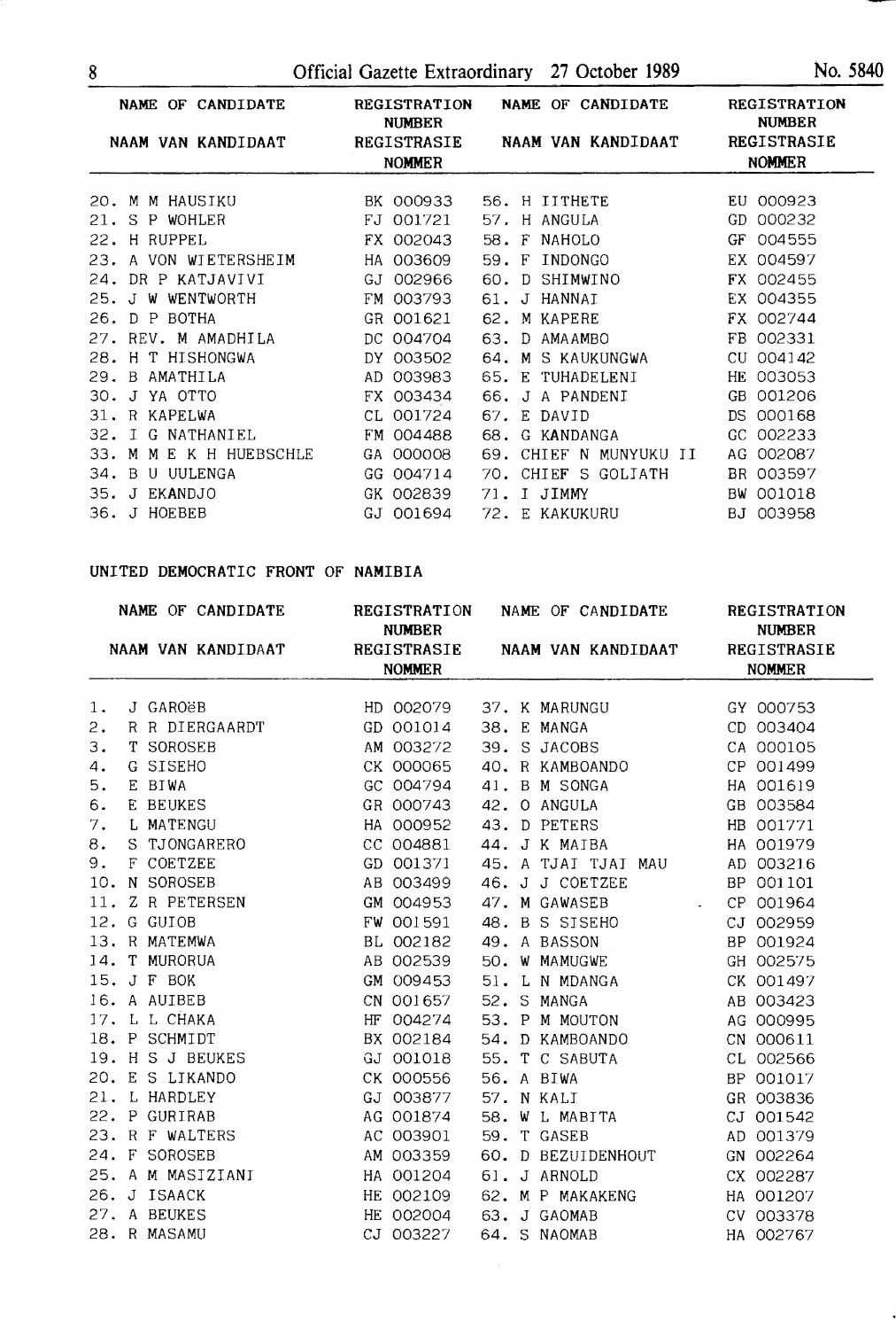| NAME OF CANDIDATE<br>NAAM VAN KANDIDAAT | REGISTRATION NUMBER<br>REGISTRASIE NOMMER | NAME OF CANDIDATE<br>NAAM VAN KANDIDAAT | REGISTRATION NUMBER<br>REGISTRASIE NOMMER |
|---|---|---|---|
| 20. M M HAUSIKU | BK 000933 | 56. H IITHETE | EU 000923 |
| 21. S P WOHLER | FJ 001721 | 57. H ANGULA | GD 000232 |
| 22. H RUPPEL | FX 002043 | 58. F NAHOLO | GF 004555 |
| 23. A VON WIETERSHEIM | HA 003609 | 59. F INDONGO | EX 004597 |
| 24. DR P KATJAVIVI | GJ 002966 | 60. D SHIMWINO | FX 002455 |
| 25. J W WENTWORTH | FM 003793 | 61. J HANNAI | EX 004355 |
| 26. D P BOTHA | GR 001621 | 62. M KAPERE | FX 002744 |
| 27. REV. M AMADHILA | DC 004704 | 63. D AMAAMBO | FB 002331 |
| 28. H T HISHONGWA | DY 003502 | 64. M S KAUKUNGWA | CU 004142 |
| 29. B AMATHILA | AD 003983 | 65. E TUHADELENI | HE 003053 |
| 30. J YA OTTO | FX 003434 | 66. J A PANDENI | GB 001206 |
| 31. R KAPELWA | CL 001724 | 67. E DAVID | DS 000168 |
| 32. I G NATHANIEL | FM 004488 | 68. G KANDANGA | GC 002233 |
| 33. M M E K H HUEBSCHLE | GA 000008 | 69. CHIEF N MUNYUKU II | AG 002087 |
| 34. B U UULENGA | GG 004714 | 70. CHIEF S GOLIATH | BR 003597 |
| 35. J EKANDJO | GK 002839 | 71. I JIMMY | BW 001018 |
| 36. J HOEBEB | GJ 001694 | 72. E KAKUKURU | BJ 003958 |

UNITED DEMOCRATIC FRONT OF NAMIBIA

| NAME OF CANDIDATE<br>NAAM VAN KANDIDAAT | REGISTRATION NUMBER<br>REGISTRASIE NOMMER | NAME OF CANDIDATE<br>NAAM VAN KANDIDAAT | REGISTRATION NUMBER<br>REGISTRASIE NOMMER |
|---|---|---|---|
| 1. J GAROëB | HD 002079 | 37. K MARUNGU | GY 000753 |
| 2. R R DIERGAARDT | GD 001014 | 38. E MANGA | CD 003404 |
| 3. T SOROSEB | AM 003272 | 39. S JACOBS | CA 000105 |
| 4. G SISEHO | CK 000065 | 40. R KAMBOANDO | CP 001499 |
| 5. E BIWA | GC 004794 | 41. B M SONGA | HA 001619 |
| 6. E BEUKES | GR 000743 | 42. O ANGULA | GB 003584 |
| 7. L MATENGU | HA 000952 | 43. D PETERS | HB 001771 |
| 8. S TJONGARERO | CC 004881 | 44. J K MAIBA | HA 001979 |
| 9. F COETZEE | GD 001371 | 45. A TJAI TJAI MAU | AD 003216 |
| 10. N SOROSEB | AB 003499 | 46. J J COETZEE | BP 001101 |
| 11. Z R PETERSEN | GM 004953 | 47. M GAWASEB | CP 001964 |
| 12. G GUIOB | FW 001591 | 48. B S SISEHO | CJ 002959 |
| 13. R MATEMWA | BL 002182 | 49. A BASSON | BP 001924 |
| 14. T MURORUA | AB 002539 | 50. W MAMUGWE | GH 002575 |
| 15. J F BOK | GM 009453 | 51. L N MDANGA | CK 001497 |
| 16. A AUIBEB | CN 001657 | 52. S MANGA | AB 003423 |
| 17. L L CHAKA | HF 004274 | 53. P M MOUTON | AG 000995 |
| 18. P SCHMIDT | BX 002184 | 54. D KAMBOANDO | CN 000611 |
| 19. H S J BEUKES | GJ 001018 | 55. T C SABUTA | CL 002566 |
| 20. E S LIKANDO | CK 000556 | 56. A BIWA | BP 001017 |
| 21. L HARDLEY | GJ 003877 | 57. N KALI | GR 003836 |
| 22. P GURIRAB | AG 001874 | 58. W L MABITA | CJ 001542 |
| 23. R F WALTERS | AC 003901 | 59. T GASEB | AD 001379 |
| 24. F SOROSEB | AM 003359 | 60. D BEZUIDENHOUT | GN 002264 |
| 25. A M MASIZIANI | HA 001204 | 61. J ARNOLD | CX 002287 |
| 26. J ISAACK | HE 002109 | 62. M P MAKAKENG | HA 001207 |
| 27. A BEUKES | HE 002004 | 63. J GAOMAB | CV 003378 |
| 28. R MASAMU | CJ 003227 | 64. S NAOMAB | HA 002767 |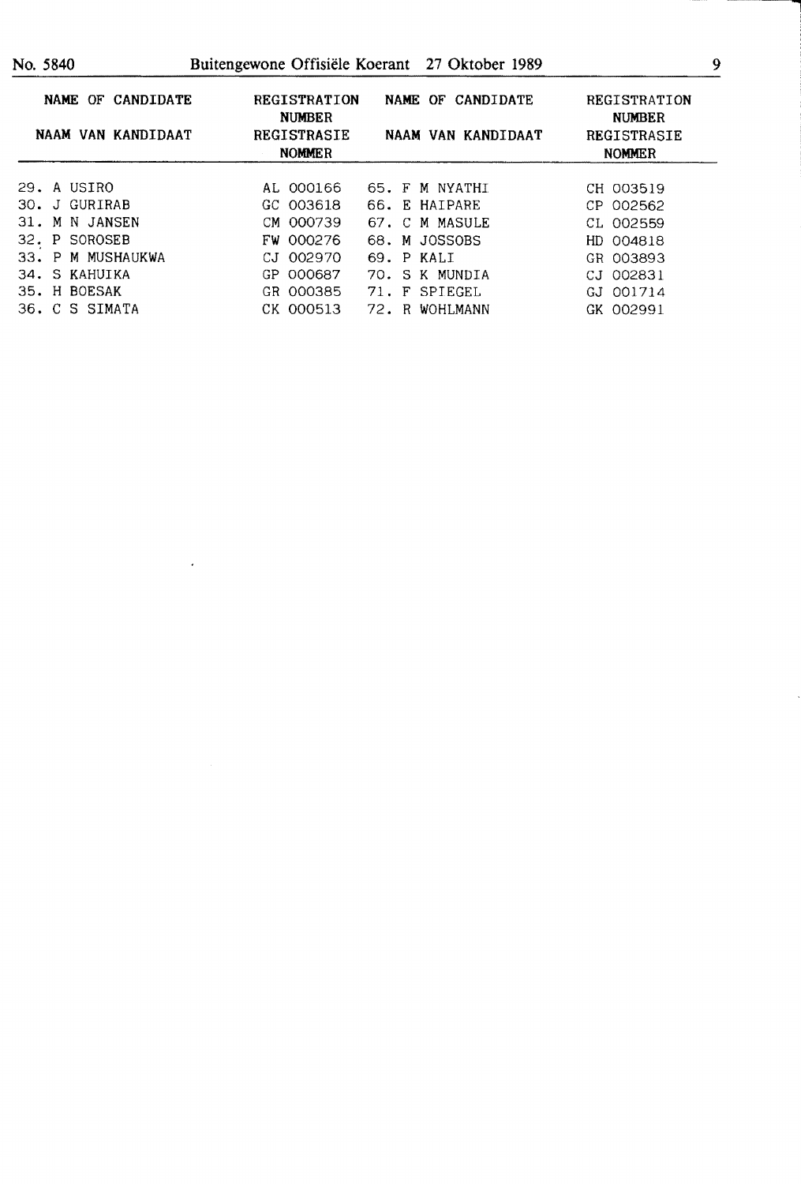| NAME OF CANDIDATE<br>NAAM VAN KANDIDAAT | REGISTRATION NUMBER<br>REGISTRASIE NOMMER | NAME OF CANDIDATE<br>NAAM VAN KANDIDAAT | REGISTRATION NUMBER<br>REGISTRASIE NOMMER |
|---|---|---|---|
| 29. A USIRO | AL 000166 | 65. F M NYATHI | CH 003519 |
| 30. J GURIRAB | GC 003618 | 66. E HAIPARE | CP 002562 |
| 31. M N JANSEN | CM 000739 | 67. C M MASULE | CL 002559 |
| 32. P SOROSEB | FW 000276 | 68. M JOSSOBS | HD 004818 |
| 33. P M MUSHAUKWA | CJ 002970 | 69. P KALI | GR 003893 |
| 34. S KAHUIKA | GP 000687 | 70. S K MUNDIA | CJ 002831 |
| 35. H BOESAK | GR 000385 | 71. F SPIEGEL | GJ 001714 |
| 36. C S SIMATA | CK 000513 | 72. R WOHLMANN | GK 002991 |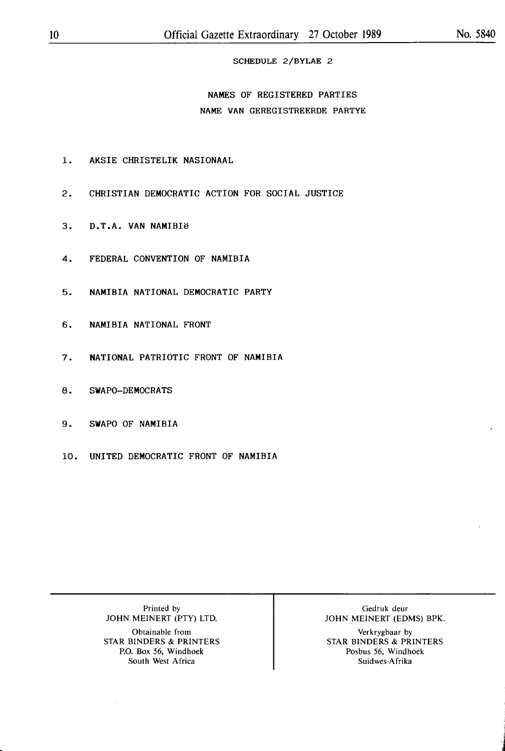SCHEDULE 2/BYLAE 2

## NAMES OF REGISTERED PARTIES
## NAME VAN GEREGISTREERDE PARTYE

1. AKSIE CHRISTELIK NASIONAAL
2. CHRISTIAN DEMOCRATIC ACTION FOR SOCIAL JUSTICE
3. D.T.A. VAN NAMIBIË
4. FEDERAL CONVENTION OF NAMIBIA
5. NAMIBIA NATIONAL DEMOCRATIC PARTY
6. NAMIBIA NATIONAL FRONT
7. NATIONAL PATRIOTIC FRONT OF NAMIBIA
8. SWAPO-DEMOCRATS
9. SWAPO OF NAMIBIA
10. UNITED DEMOCRATIC FRONT OF NAMIBIA

---

Printed by
JOHN MEINERT (PTY) LTD.
Obtainable from
STAR BINDERS & PRINTERS
P.O. Box 56, Windhoek
South West Africa

Gedruk deur
JOHN MEINERT (EDMS) BPK.
Verkrygbaar by
STAR BINDERS & PRINTERS
Posbus 56, Windhoek
Suidwes-Afrika